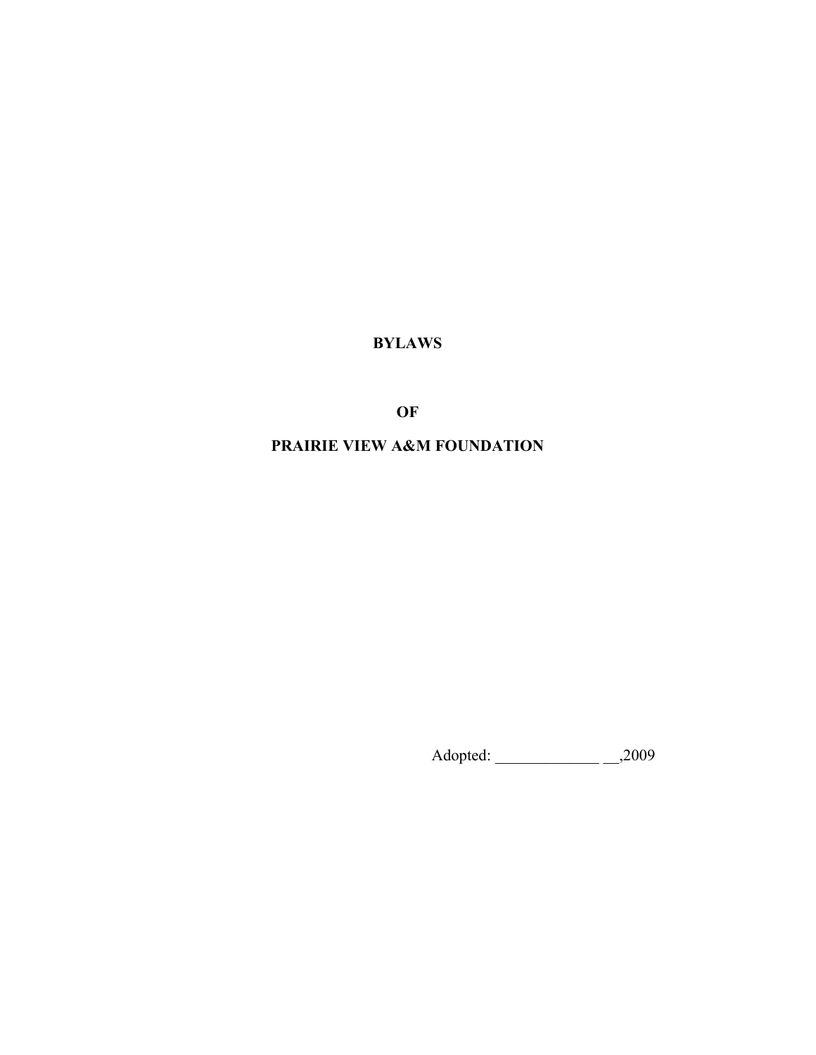# BYLAWS

# OF

# PRAIRIE VIEW A&M FOUNDATION

Adopted: _____________ __,2009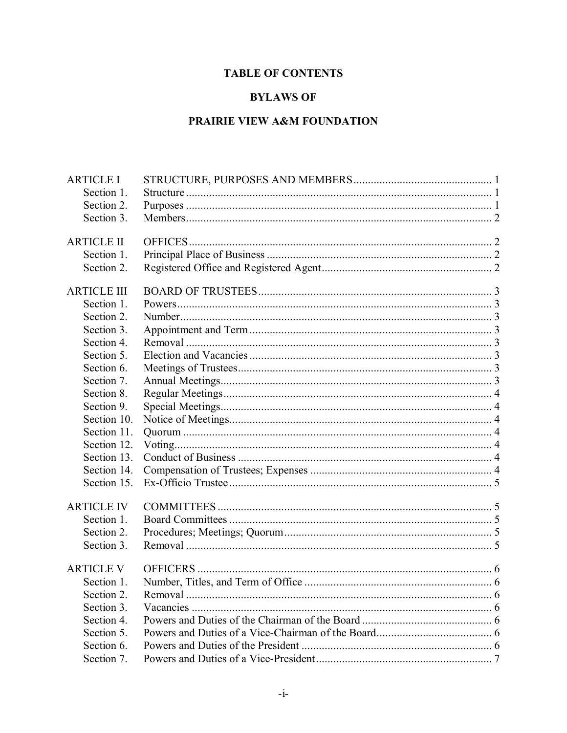# TABLE OF CONTENTS

# BYLAWS OF

# PRAIRIE VIEW A&M FOUNDATION

| | | |
|---|---|---|
| ARTICLE I | STRUCTURE, PURPOSES AND MEMBERS | 1 |
| Section 1. | Structure | 1 |
| Section 2. | Purposes | 1 |
| Section 3. | Members | 2 |
| ARTICLE II | OFFICES | 2 |
| Section 1. | Principal Place of Business | 2 |
| Section 2. | Registered Office and Registered Agent | 2 |
| ARTICLE III | BOARD OF TRUSTEES | 3 |
| Section 1. | Powers | 3 |
| Section 2. | Number | 3 |
| Section 3. | Appointment and Term | 3 |
| Section 4. | Removal | 3 |
| Section 5. | Election and Vacancies | 3 |
| Section 6. | Meetings of Trustees | 3 |
| Section 7. | Annual Meetings | 3 |
| Section 8. | Regular Meetings | 4 |
| Section 9. | Special Meetings | 4 |
| Section 10. | Notice of Meetings | 4 |
| Section 11. | Quorum | 4 |
| Section 12. | Voting | 4 |
| Section 13. | Conduct of Business | 4 |
| Section 14. | Compensation of Trustees; Expenses | 4 |
| Section 15. | Ex-Officio Trustee | 5 |
| ARTICLE IV | COMMITTEES | 5 |
| Section 1. | Board Committees | 5 |
| Section 2. | Procedures; Meetings; Quorum | 5 |
| Section 3. | Removal | 5 |
| ARTICLE V | OFFICERS | 6 |
| Section 1. | Number, Titles, and Term of Office | 6 |
| Section 2. | Removal | 6 |
| Section 3. | Vacancies | 6 |
| Section 4. | Powers and Duties of the Chairman of the Board | 6 |
| Section 5. | Powers and Duties of a Vice-Chairman of the Board | 6 |
| Section 6. | Powers and Duties of the President | 6 |
| Section 7. | Powers and Duties of a Vice-President | 7 |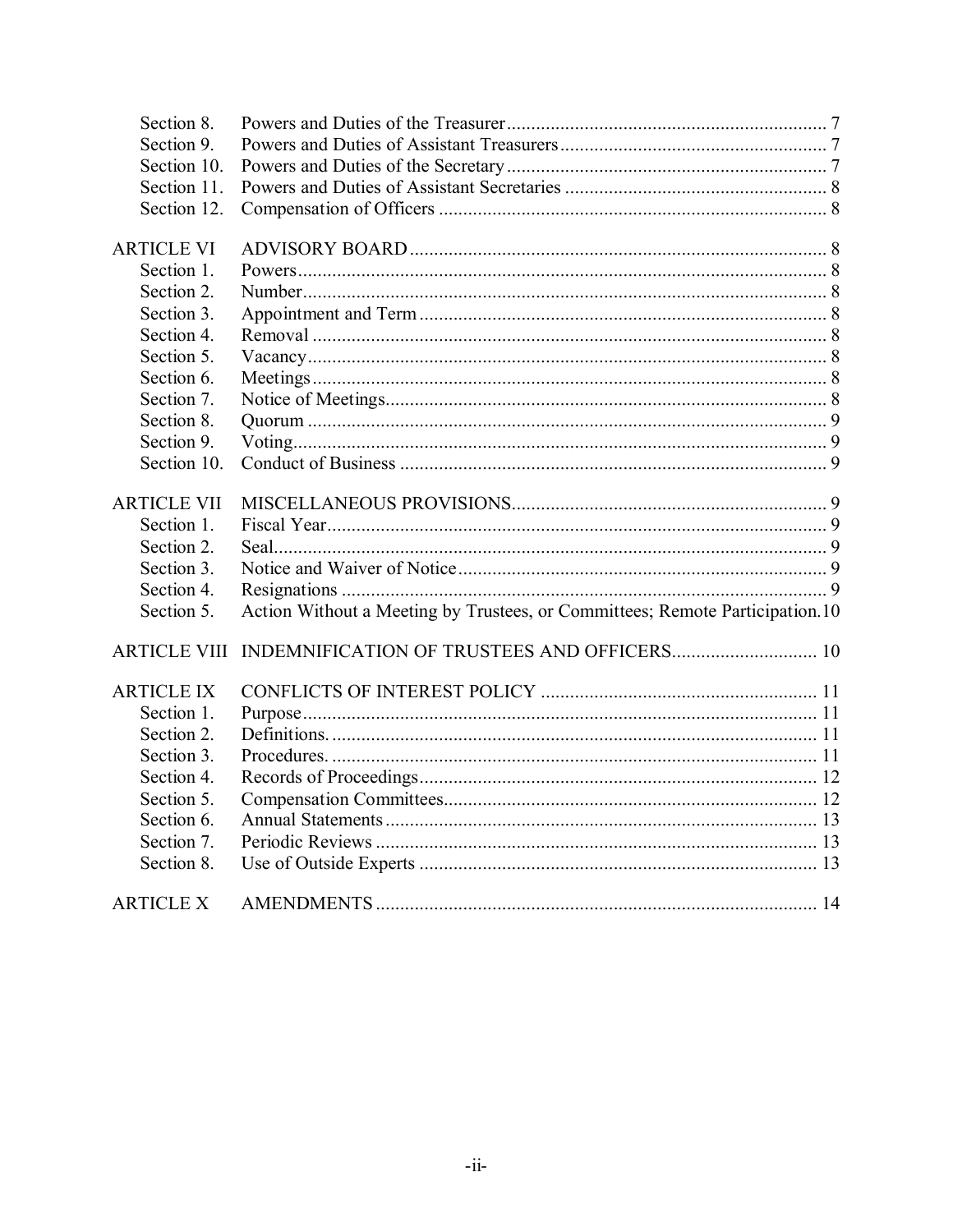| | | |
|---|---|---|
| Section 8. | Powers and Duties of the Treasurer | 7 |
| Section 9. | Powers and Duties of Assistant Treasurers | 7 |
| Section 10. | Powers and Duties of the Secretary | 7 |
| Section 11. | Powers and Duties of Assistant Secretaries | 8 |
| Section 12. | Compensation of Officers | 8 |
| ARTICLE VI | ADVISORY BOARD | 8 |
| Section 1. | Powers | 8 |
| Section 2. | Number | 8 |
| Section 3. | Appointment and Term | 8 |
| Section 4. | Removal | 8 |
| Section 5. | Vacancy | 8 |
| Section 6. | Meetings | 8 |
| Section 7. | Notice of Meetings | 8 |
| Section 8. | Quorum | 9 |
| Section 9. | Voting | 9 |
| Section 10. | Conduct of Business | 9 |
| ARTICLE VII | MISCELLANEOUS PROVISIONS | 9 |
| Section 1. | Fiscal Year | 9 |
| Section 2. | Seal | 9 |
| Section 3. | Notice and Waiver of Notice | 9 |
| Section 4. | Resignations | 9 |
| Section 5. | Action Without a Meeting by Trustees, or Committees; Remote Participation | 10 |
| ARTICLE VIII | INDEMNIFICATION OF TRUSTEES AND OFFICERS | 10 |
| ARTICLE IX | CONFLICTS OF INTEREST POLICY | 11 |
| Section 1. | Purpose | 11 |
| Section 2. | Definitions. | 11 |
| Section 3. | Procedures. | 11 |
| Section 4. | Records of Proceedings | 12 |
| Section 5. | Compensation Committees | 12 |
| Section 6. | Annual Statements | 13 |
| Section 7. | Periodic Reviews | 13 |
| Section 8. | Use of Outside Experts | 13 |
| ARTICLE X | AMENDMENTS | 14 |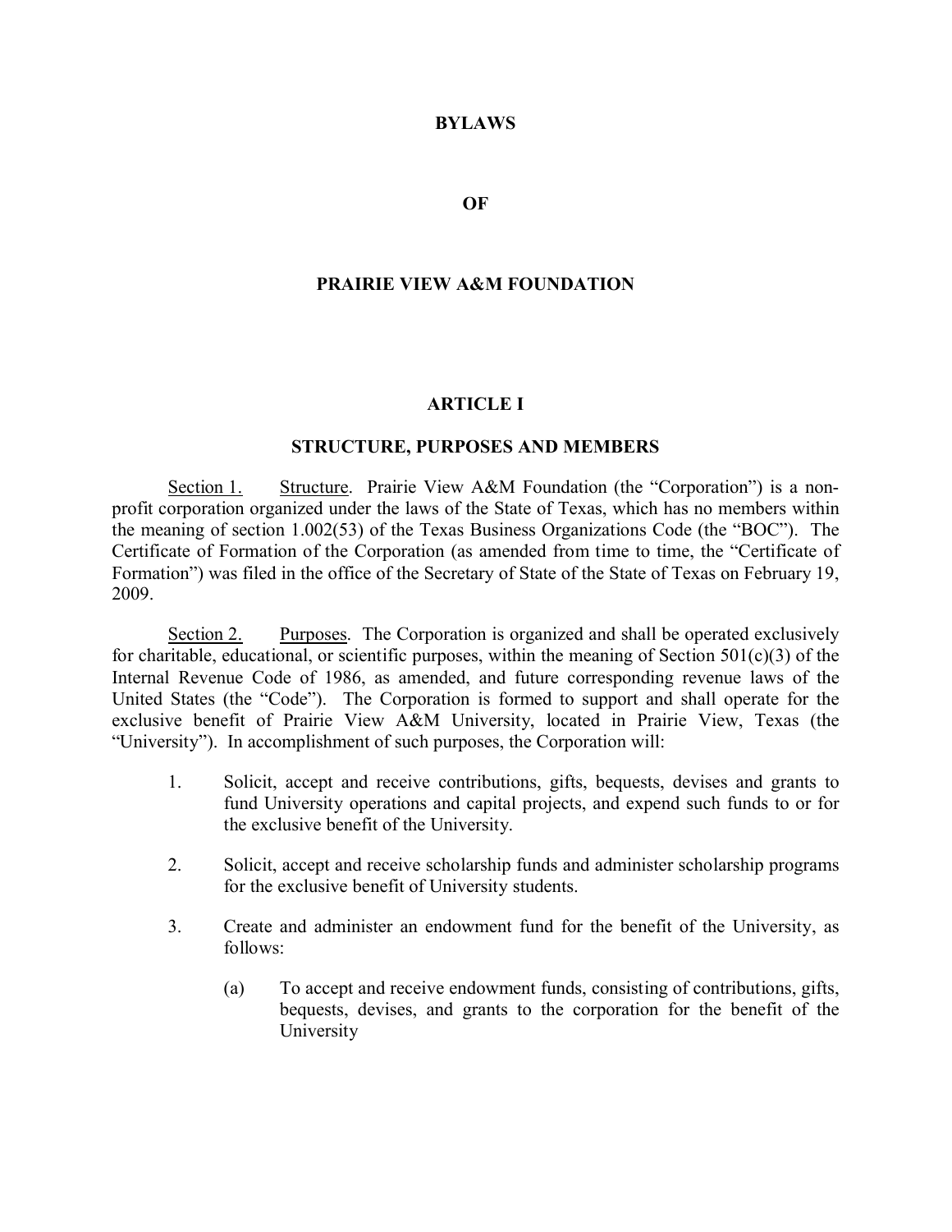# BYLAWS

# OF

# PRAIRIE VIEW A&M FOUNDATION

## ARTICLE I

## STRUCTURE, PURPOSES AND MEMBERS

Section 1. Structure. Prairie View A&M Foundation (the "Corporation") is a non-profit corporation organized under the laws of the State of Texas, which has no members within the meaning of section 1.002(53) of the Texas Business Organizations Code (the "BOC"). The Certificate of Formation of the Corporation (as amended from time to time, the "Certificate of Formation") was filed in the office of the Secretary of State of the State of Texas on February 19, 2009.

Section 2. Purposes. The Corporation is organized and shall be operated exclusively for charitable, educational, or scientific purposes, within the meaning of Section 501(c)(3) of the Internal Revenue Code of 1986, as amended, and future corresponding revenue laws of the United States (the "Code"). The Corporation is formed to support and shall operate for the exclusive benefit of Prairie View A&M University, located in Prairie View, Texas (the "University"). In accomplishment of such purposes, the Corporation will:

1. Solicit, accept and receive contributions, gifts, bequests, devises and grants to fund University operations and capital projects, and expend such funds to or for the exclusive benefit of the University.

2. Solicit, accept and receive scholarship funds and administer scholarship programs for the exclusive benefit of University students.

3. Create and administer an endowment fund for the benefit of the University, as follows:

   (a) To accept and receive endowment funds, consisting of contributions, gifts, bequests, devises, and grants to the corporation for the benefit of the University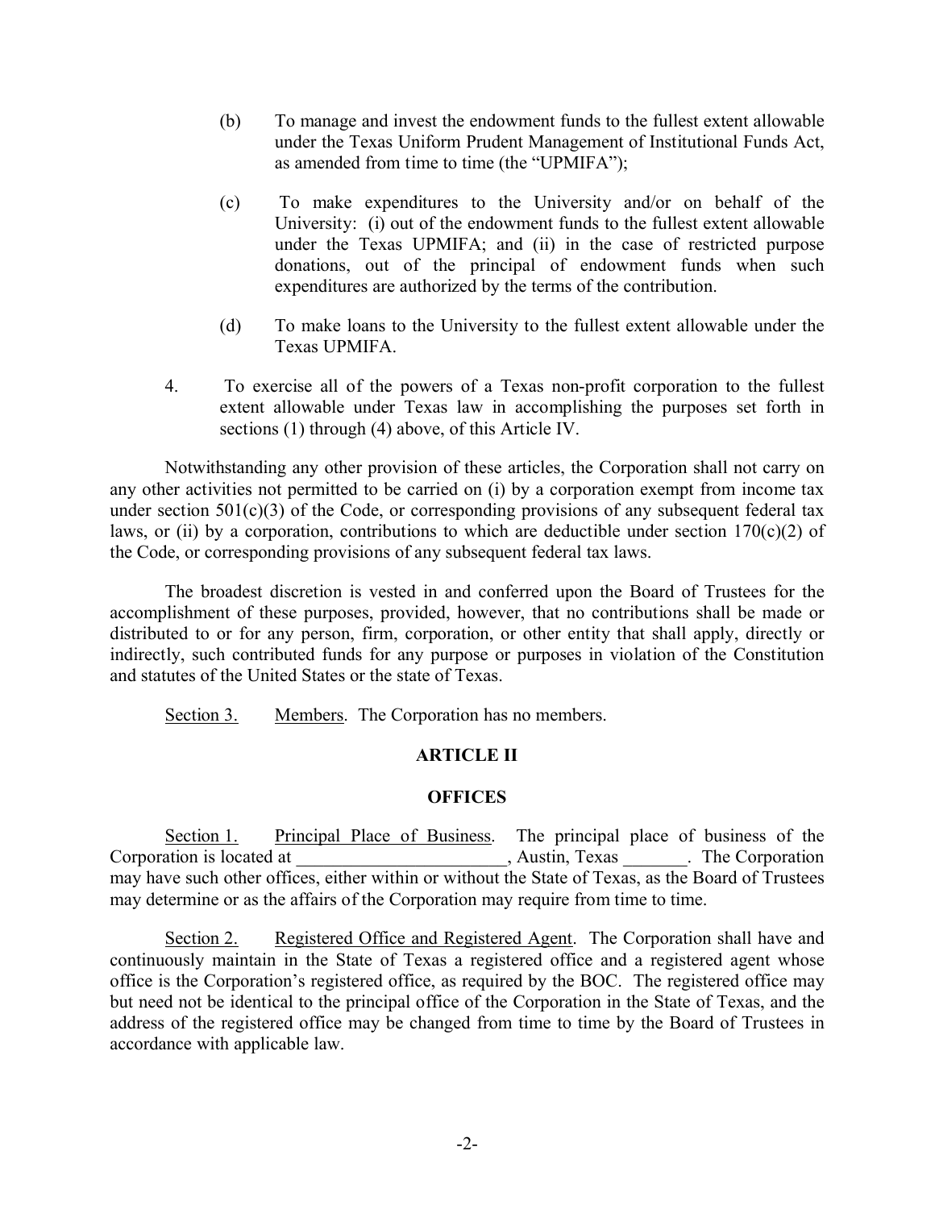(b) To manage and invest the endowment funds to the fullest extent allowable under the Texas Uniform Prudent Management of Institutional Funds Act, as amended from time to time (the "UPMIFA");

(c) To make expenditures to the University and/or on behalf of the University: (i) out of the endowment funds to the fullest extent allowable under the Texas UPMIFA; and (ii) in the case of restricted purpose donations, out of the principal of endowment funds when such expenditures are authorized by the terms of the contribution.

(d) To make loans to the University to the fullest extent allowable under the Texas UPMIFA.

4. To exercise all of the powers of a Texas non-profit corporation to the fullest extent allowable under Texas law in accomplishing the purposes set forth in sections (1) through (4) above, of this Article IV.

Notwithstanding any other provision of these articles, the Corporation shall not carry on any other activities not permitted to be carried on (i) by a corporation exempt from income tax under section 501(c)(3) of the Code, or corresponding provisions of any subsequent federal tax laws, or (ii) by a corporation, contributions to which are deductible under section 170(c)(2) of the Code, or corresponding provisions of any subsequent federal tax laws.

The broadest discretion is vested in and conferred upon the Board of Trustees for the accomplishment of these purposes, provided, however, that no contributions shall be made or distributed to or for any person, firm, corporation, or other entity that shall apply, directly or indirectly, such contributed funds for any purpose or purposes in violation of the Constitution and statutes of the United States or the state of Texas.

Section 3. Members. The Corporation has no members.

## ARTICLE II

## OFFICES

Section 1. Principal Place of Business. The principal place of business of the Corporation is located at _______________________, Austin, Texas _______. The Corporation may have such other offices, either within or without the State of Texas, as the Board of Trustees may determine or as the affairs of the Corporation may require from time to time.

Section 2. Registered Office and Registered Agent. The Corporation shall have and continuously maintain in the State of Texas a registered office and a registered agent whose office is the Corporation's registered office, as required by the BOC. The registered office may but need not be identical to the principal office of the Corporation in the State of Texas, and the address of the registered office may be changed from time to time by the Board of Trustees in accordance with applicable law.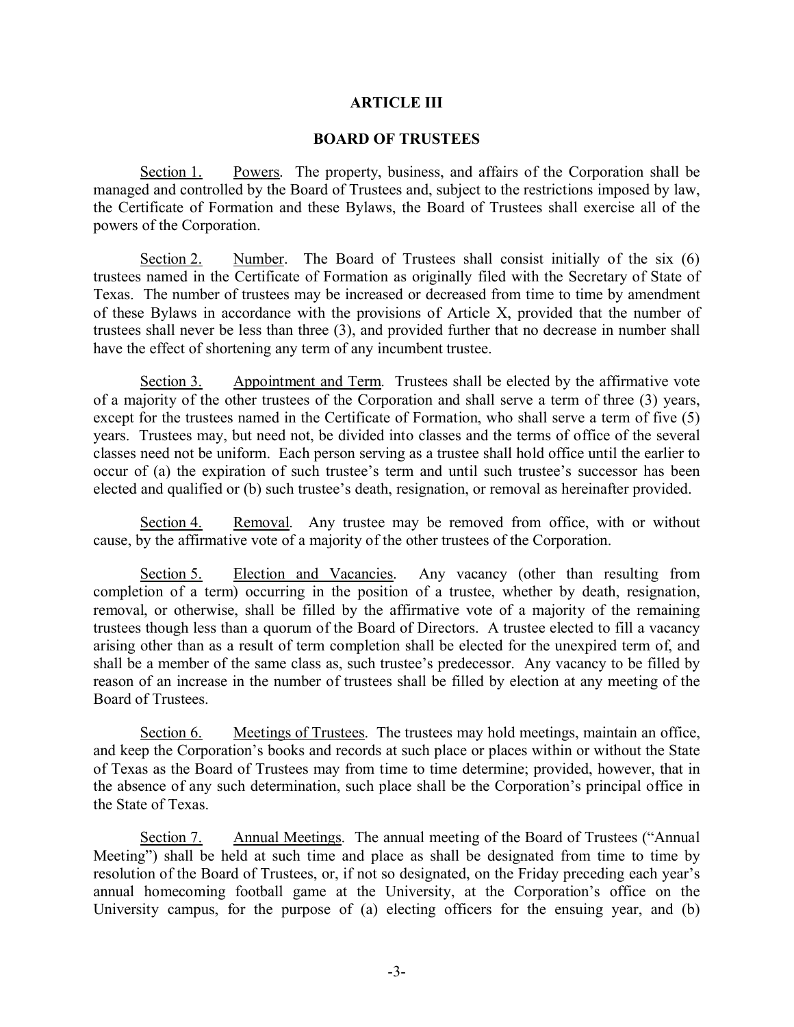## ARTICLE III

## BOARD OF TRUSTEES

Section 1. Powers. The property, business, and affairs of the Corporation shall be managed and controlled by the Board of Trustees and, subject to the restrictions imposed by law, the Certificate of Formation and these Bylaws, the Board of Trustees shall exercise all of the powers of the Corporation.

Section 2. Number. The Board of Trustees shall consist initially of the six (6) trustees named in the Certificate of Formation as originally filed with the Secretary of State of Texas. The number of trustees may be increased or decreased from time to time by amendment of these Bylaws in accordance with the provisions of Article X, provided that the number of trustees shall never be less than three (3), and provided further that no decrease in number shall have the effect of shortening any term of any incumbent trustee.

Section 3. Appointment and Term. Trustees shall be elected by the affirmative vote of a majority of the other trustees of the Corporation and shall serve a term of three (3) years, except for the trustees named in the Certificate of Formation, who shall serve a term of five (5) years. Trustees may, but need not, be divided into classes and the terms of office of the several classes need not be uniform. Each person serving as a trustee shall hold office until the earlier to occur of (a) the expiration of such trustee's term and until such trustee's successor has been elected and qualified or (b) such trustee's death, resignation, or removal as hereinafter provided.

Section 4. Removal. Any trustee may be removed from office, with or without cause, by the affirmative vote of a majority of the other trustees of the Corporation.

Section 5. Election and Vacancies. Any vacancy (other than resulting from completion of a term) occurring in the position of a trustee, whether by death, resignation, removal, or otherwise, shall be filled by the affirmative vote of a majority of the remaining trustees though less than a quorum of the Board of Directors. A trustee elected to fill a vacancy arising other than as a result of term completion shall be elected for the unexpired term of, and shall be a member of the same class as, such trustee's predecessor. Any vacancy to be filled by reason of an increase in the number of trustees shall be filled by election at any meeting of the Board of Trustees.

Section 6. Meetings of Trustees. The trustees may hold meetings, maintain an office, and keep the Corporation's books and records at such place or places within or without the State of Texas as the Board of Trustees may from time to time determine; provided, however, that in the absence of any such determination, such place shall be the Corporation's principal office in the State of Texas.

Section 7. Annual Meetings. The annual meeting of the Board of Trustees ("Annual Meeting") shall be held at such time and place as shall be designated from time to time by resolution of the Board of Trustees, or, if not so designated, on the Friday preceding each year's annual homecoming football game at the University, at the Corporation's office on the University campus, for the purpose of (a) electing officers for the ensuing year, and (b)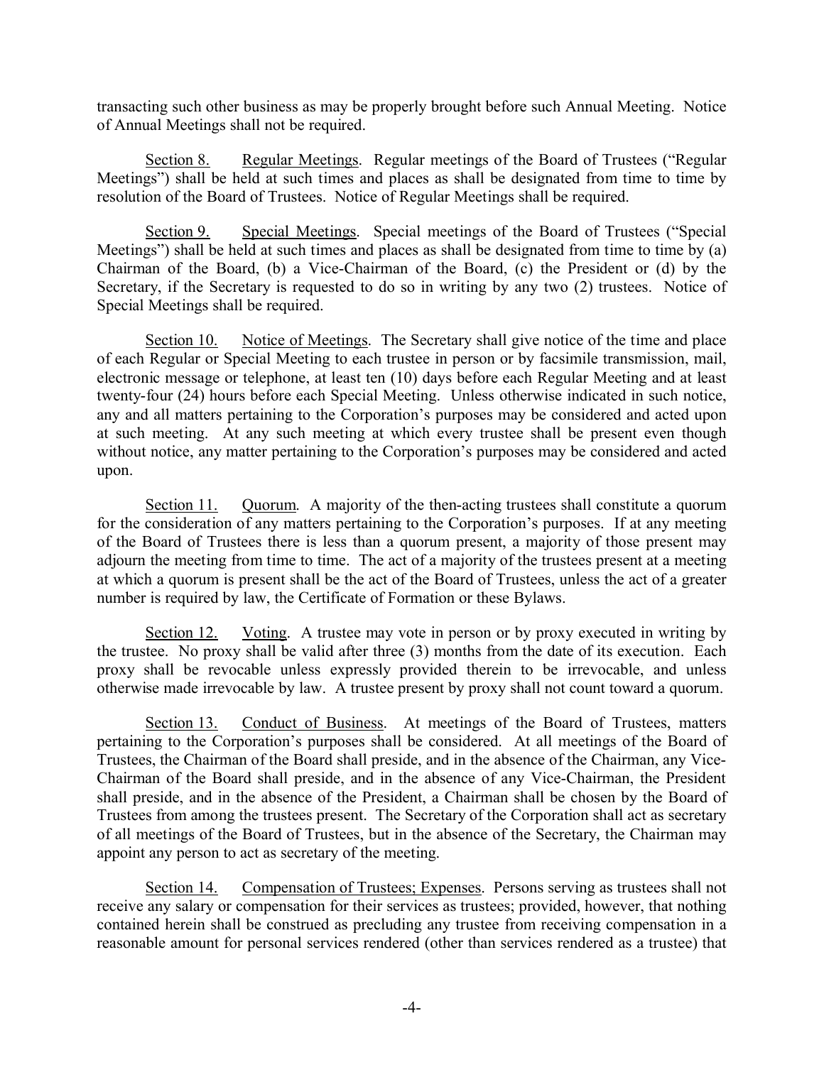transacting such other business as may be properly brought before such Annual Meeting. Notice of Annual Meetings shall not be required.

Section 8. Regular Meetings. Regular meetings of the Board of Trustees ("Regular Meetings") shall be held at such times and places as shall be designated from time to time by resolution of the Board of Trustees. Notice of Regular Meetings shall be required.

Section 9. Special Meetings. Special meetings of the Board of Trustees ("Special Meetings") shall be held at such times and places as shall be designated from time to time by (a) Chairman of the Board, (b) a Vice-Chairman of the Board, (c) the President or (d) by the Secretary, if the Secretary is requested to do so in writing by any two (2) trustees. Notice of Special Meetings shall be required.

Section 10. Notice of Meetings. The Secretary shall give notice of the time and place of each Regular or Special Meeting to each trustee in person or by facsimile transmission, mail, electronic message or telephone, at least ten (10) days before each Regular Meeting and at least twenty-four (24) hours before each Special Meeting. Unless otherwise indicated in such notice, any and all matters pertaining to the Corporation's purposes may be considered and acted upon at such meeting. At any such meeting at which every trustee shall be present even though without notice, any matter pertaining to the Corporation's purposes may be considered and acted upon.

Section 11. Quorum. A majority of the then-acting trustees shall constitute a quorum for the consideration of any matters pertaining to the Corporation's purposes. If at any meeting of the Board of Trustees there is less than a quorum present, a majority of those present may adjourn the meeting from time to time. The act of a majority of the trustees present at a meeting at which a quorum is present shall be the act of the Board of Trustees, unless the act of a greater number is required by law, the Certificate of Formation or these Bylaws.

Section 12. Voting. A trustee may vote in person or by proxy executed in writing by the trustee. No proxy shall be valid after three (3) months from the date of its execution. Each proxy shall be revocable unless expressly provided therein to be irrevocable, and unless otherwise made irrevocable by law. A trustee present by proxy shall not count toward a quorum.

Section 13. Conduct of Business. At meetings of the Board of Trustees, matters pertaining to the Corporation's purposes shall be considered. At all meetings of the Board of Trustees, the Chairman of the Board shall preside, and in the absence of the Chairman, any Vice-Chairman of the Board shall preside, and in the absence of any Vice-Chairman, the President shall preside, and in the absence of the President, a Chairman shall be chosen by the Board of Trustees from among the trustees present. The Secretary of the Corporation shall act as secretary of all meetings of the Board of Trustees, but in the absence of the Secretary, the Chairman may appoint any person to act as secretary of the meeting.

Section 14. Compensation of Trustees; Expenses. Persons serving as trustees shall not receive any salary or compensation for their services as trustees; provided, however, that nothing contained herein shall be construed as precluding any trustee from receiving compensation in a reasonable amount for personal services rendered (other than services rendered as a trustee) that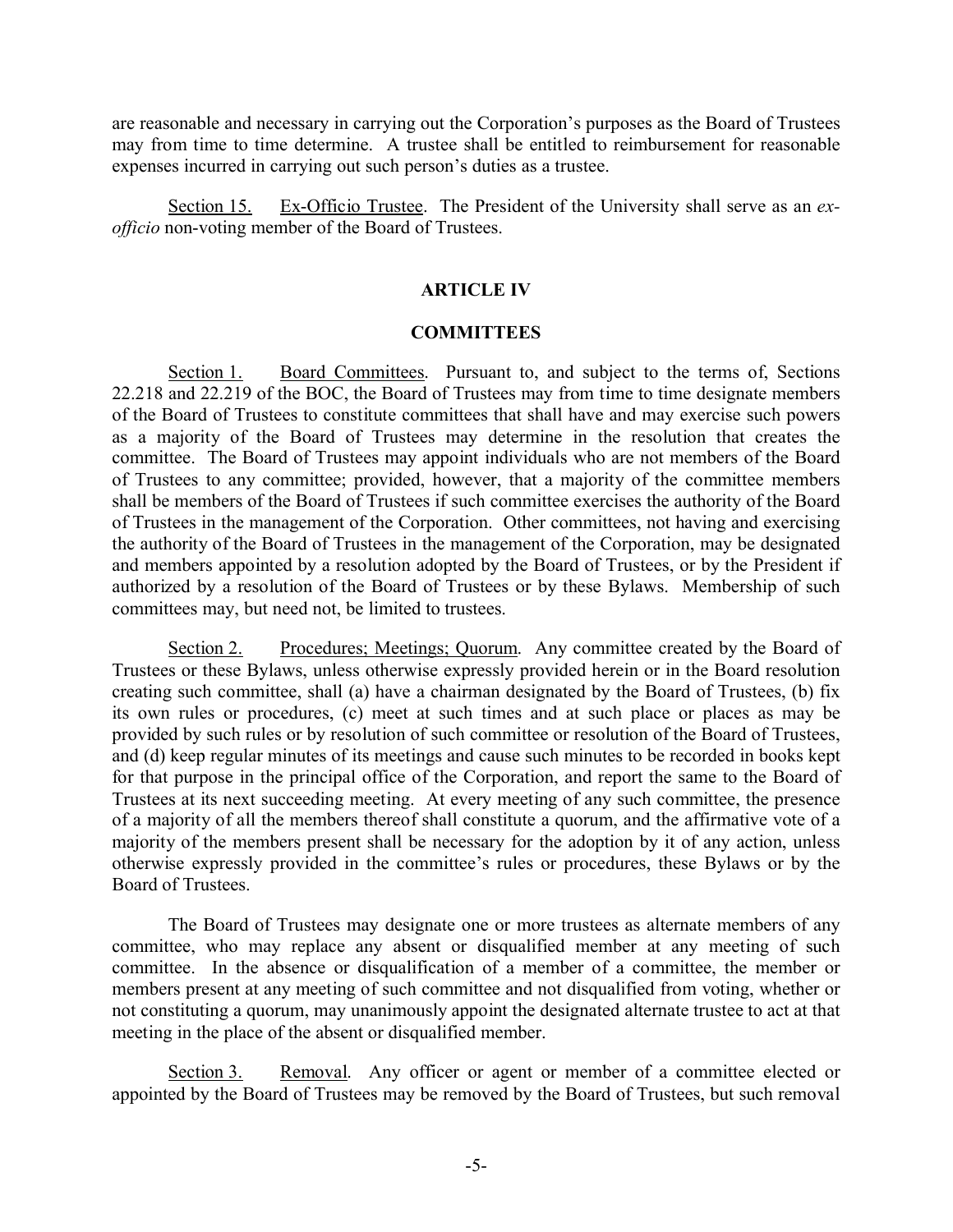are reasonable and necessary in carrying out the Corporation's purposes as the Board of Trustees may from time to time determine. A trustee shall be entitled to reimbursement for reasonable expenses incurred in carrying out such person's duties as a trustee.

Section 15. Ex-Officio Trustee. The President of the University shall serve as an *ex-officio* non-voting member of the Board of Trustees.

## ARTICLE IV

## COMMITTEES

Section 1. Board Committees. Pursuant to, and subject to the terms of, Sections 22.218 and 22.219 of the BOC, the Board of Trustees may from time to time designate members of the Board of Trustees to constitute committees that shall have and may exercise such powers as a majority of the Board of Trustees may determine in the resolution that creates the committee. The Board of Trustees may appoint individuals who are not members of the Board of Trustees to any committee; provided, however, that a majority of the committee members shall be members of the Board of Trustees if such committee exercises the authority of the Board of Trustees in the management of the Corporation. Other committees, not having and exercising the authority of the Board of Trustees in the management of the Corporation, may be designated and members appointed by a resolution adopted by the Board of Trustees, or by the President if authorized by a resolution of the Board of Trustees or by these Bylaws. Membership of such committees may, but need not, be limited to trustees.

Section 2. Procedures; Meetings; Quorum. Any committee created by the Board of Trustees or these Bylaws, unless otherwise expressly provided herein or in the Board resolution creating such committee, shall (a) have a chairman designated by the Board of Trustees, (b) fix its own rules or procedures, (c) meet at such times and at such place or places as may be provided by such rules or by resolution of such committee or resolution of the Board of Trustees, and (d) keep regular minutes of its meetings and cause such minutes to be recorded in books kept for that purpose in the principal office of the Corporation, and report the same to the Board of Trustees at its next succeeding meeting. At every meeting of any such committee, the presence of a majority of all the members thereof shall constitute a quorum, and the affirmative vote of a majority of the members present shall be necessary for the adoption by it of any action, unless otherwise expressly provided in the committee's rules or procedures, these Bylaws or by the Board of Trustees.

The Board of Trustees may designate one or more trustees as alternate members of any committee, who may replace any absent or disqualified member at any meeting of such committee. In the absence or disqualification of a member of a committee, the member or members present at any meeting of such committee and not disqualified from voting, whether or not constituting a quorum, may unanimously appoint the designated alternate trustee to act at that meeting in the place of the absent or disqualified member.

Section 3. Removal. Any officer or agent or member of a committee elected or appointed by the Board of Trustees may be removed by the Board of Trustees, but such removal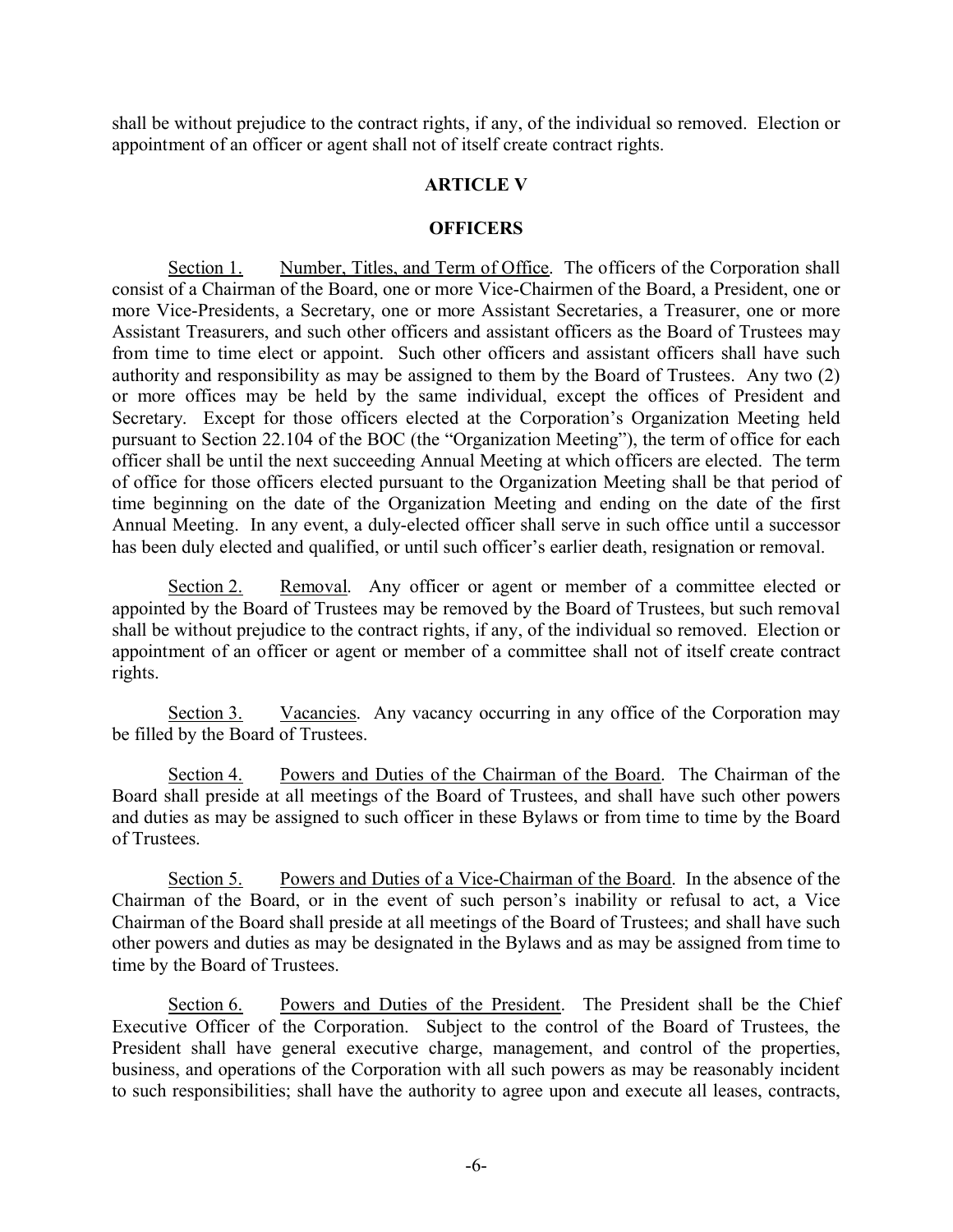shall be without prejudice to the contract rights, if any, of the individual so removed. Election or appointment of an officer or agent shall not of itself create contract rights.

## ARTICLE V

## OFFICERS

Section 1. Number, Titles, and Term of Office. The officers of the Corporation shall consist of a Chairman of the Board, one or more Vice-Chairmen of the Board, a President, one or more Vice-Presidents, a Secretary, one or more Assistant Secretaries, a Treasurer, one or more Assistant Treasurers, and such other officers and assistant officers as the Board of Trustees may from time to time elect or appoint. Such other officers and assistant officers shall have such authority and responsibility as may be assigned to them by the Board of Trustees. Any two (2) or more offices may be held by the same individual, except the offices of President and Secretary. Except for those officers elected at the Corporation's Organization Meeting held pursuant to Section 22.104 of the BOC (the "Organization Meeting"), the term of office for each officer shall be until the next succeeding Annual Meeting at which officers are elected. The term of office for those officers elected pursuant to the Organization Meeting shall be that period of time beginning on the date of the Organization Meeting and ending on the date of the first Annual Meeting. In any event, a duly-elected officer shall serve in such office until a successor has been duly elected and qualified, or until such officer's earlier death, resignation or removal.

Section 2. Removal. Any officer or agent or member of a committee elected or appointed by the Board of Trustees may be removed by the Board of Trustees, but such removal shall be without prejudice to the contract rights, if any, of the individual so removed. Election or appointment of an officer or agent or member of a committee shall not of itself create contract rights.

Section 3. Vacancies. Any vacancy occurring in any office of the Corporation may be filled by the Board of Trustees.

Section 4. Powers and Duties of the Chairman of the Board. The Chairman of the Board shall preside at all meetings of the Board of Trustees, and shall have such other powers and duties as may be assigned to such officer in these Bylaws or from time to time by the Board of Trustees.

Section 5. Powers and Duties of a Vice-Chairman of the Board. In the absence of the Chairman of the Board, or in the event of such person's inability or refusal to act, a Vice Chairman of the Board shall preside at all meetings of the Board of Trustees; and shall have such other powers and duties as may be designated in the Bylaws and as may be assigned from time to time by the Board of Trustees.

Section 6. Powers and Duties of the President. The President shall be the Chief Executive Officer of the Corporation. Subject to the control of the Board of Trustees, the President shall have general executive charge, management, and control of the properties, business, and operations of the Corporation with all such powers as may be reasonably incident to such responsibilities; shall have the authority to agree upon and execute all leases, contracts,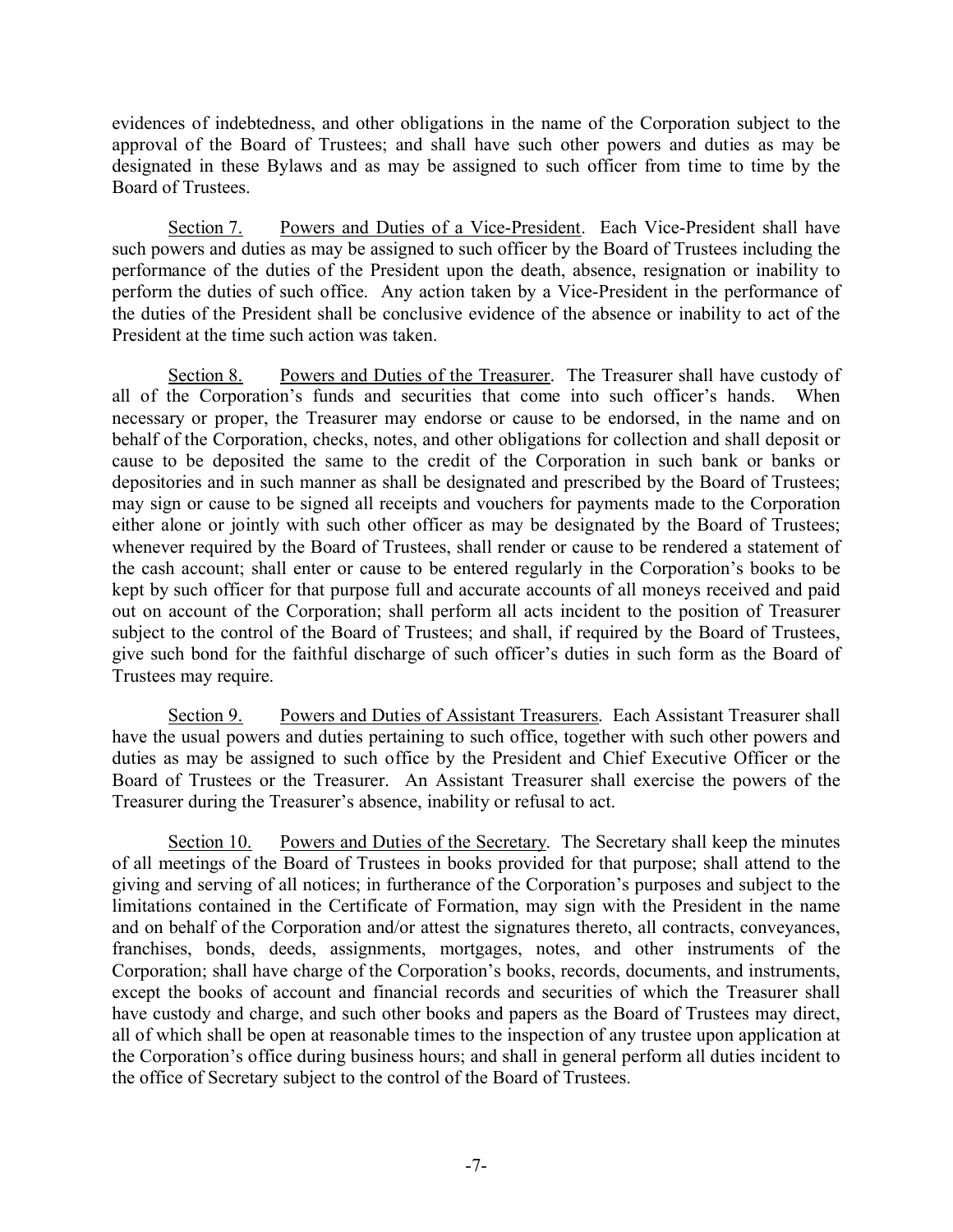evidences of indebtedness, and other obligations in the name of the Corporation subject to the approval of the Board of Trustees; and shall have such other powers and duties as may be designated in these Bylaws and as may be assigned to such officer from time to time by the Board of Trustees.

Section 7. Powers and Duties of a Vice-President. Each Vice-President shall have such powers and duties as may be assigned to such officer by the Board of Trustees including the performance of the duties of the President upon the death, absence, resignation or inability to perform the duties of such office. Any action taken by a Vice-President in the performance of the duties of the President shall be conclusive evidence of the absence or inability to act of the President at the time such action was taken.

Section 8. Powers and Duties of the Treasurer. The Treasurer shall have custody of all of the Corporation's funds and securities that come into such officer's hands. When necessary or proper, the Treasurer may endorse or cause to be endorsed, in the name and on behalf of the Corporation, checks, notes, and other obligations for collection and shall deposit or cause to be deposited the same to the credit of the Corporation in such bank or banks or depositories and in such manner as shall be designated and prescribed by the Board of Trustees; may sign or cause to be signed all receipts and vouchers for payments made to the Corporation either alone or jointly with such other officer as may be designated by the Board of Trustees; whenever required by the Board of Trustees, shall render or cause to be rendered a statement of the cash account; shall enter or cause to be entered regularly in the Corporation's books to be kept by such officer for that purpose full and accurate accounts of all moneys received and paid out on account of the Corporation; shall perform all acts incident to the position of Treasurer subject to the control of the Board of Trustees; and shall, if required by the Board of Trustees, give such bond for the faithful discharge of such officer's duties in such form as the Board of Trustees may require.

Section 9. Powers and Duties of Assistant Treasurers. Each Assistant Treasurer shall have the usual powers and duties pertaining to such office, together with such other powers and duties as may be assigned to such office by the President and Chief Executive Officer or the Board of Trustees or the Treasurer. An Assistant Treasurer shall exercise the powers of the Treasurer during the Treasurer's absence, inability or refusal to act.

Section 10. Powers and Duties of the Secretary. The Secretary shall keep the minutes of all meetings of the Board of Trustees in books provided for that purpose; shall attend to the giving and serving of all notices; in furtherance of the Corporation's purposes and subject to the limitations contained in the Certificate of Formation, may sign with the President in the name and on behalf of the Corporation and/or attest the signatures thereto, all contracts, conveyances, franchises, bonds, deeds, assignments, mortgages, notes, and other instruments of the Corporation; shall have charge of the Corporation's books, records, documents, and instruments, except the books of account and financial records and securities of which the Treasurer shall have custody and charge, and such other books and papers as the Board of Trustees may direct, all of which shall be open at reasonable times to the inspection of any trustee upon application at the Corporation's office during business hours; and shall in general perform all duties incident to the office of Secretary subject to the control of the Board of Trustees.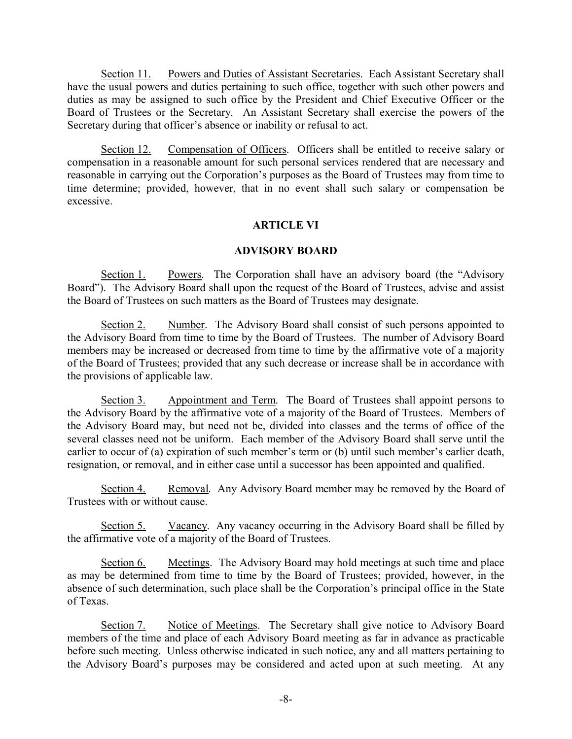Section 11. Powers and Duties of Assistant Secretaries. Each Assistant Secretary shall have the usual powers and duties pertaining to such office, together with such other powers and duties as may be assigned to such office by the President and Chief Executive Officer or the Board of Trustees or the Secretary. An Assistant Secretary shall exercise the powers of the Secretary during that officer's absence or inability or refusal to act.

Section 12. Compensation of Officers. Officers shall be entitled to receive salary or compensation in a reasonable amount for such personal services rendered that are necessary and reasonable in carrying out the Corporation's purposes as the Board of Trustees may from time to time determine; provided, however, that in no event shall such salary or compensation be excessive.

## ARTICLE VI

## ADVISORY BOARD

Section 1. Powers. The Corporation shall have an advisory board (the "Advisory Board"). The Advisory Board shall upon the request of the Board of Trustees, advise and assist the Board of Trustees on such matters as the Board of Trustees may designate.

Section 2. Number. The Advisory Board shall consist of such persons appointed to the Advisory Board from time to time by the Board of Trustees. The number of Advisory Board members may be increased or decreased from time to time by the affirmative vote of a majority of the Board of Trustees; provided that any such decrease or increase shall be in accordance with the provisions of applicable law.

Section 3. Appointment and Term. The Board of Trustees shall appoint persons to the Advisory Board by the affirmative vote of a majority of the Board of Trustees. Members of the Advisory Board may, but need not be, divided into classes and the terms of office of the several classes need not be uniform. Each member of the Advisory Board shall serve until the earlier to occur of (a) expiration of such member's term or (b) until such member's earlier death, resignation, or removal, and in either case until a successor has been appointed and qualified.

Section 4. Removal. Any Advisory Board member may be removed by the Board of Trustees with or without cause.

Section 5. Vacancy. Any vacancy occurring in the Advisory Board shall be filled by the affirmative vote of a majority of the Board of Trustees.

Section 6. Meetings. The Advisory Board may hold meetings at such time and place as may be determined from time to time by the Board of Trustees; provided, however, in the absence of such determination, such place shall be the Corporation's principal office in the State of Texas.

Section 7. Notice of Meetings. The Secretary shall give notice to Advisory Board members of the time and place of each Advisory Board meeting as far in advance as practicable before such meeting. Unless otherwise indicated in such notice, any and all matters pertaining to the Advisory Board's purposes may be considered and acted upon at such meeting. At any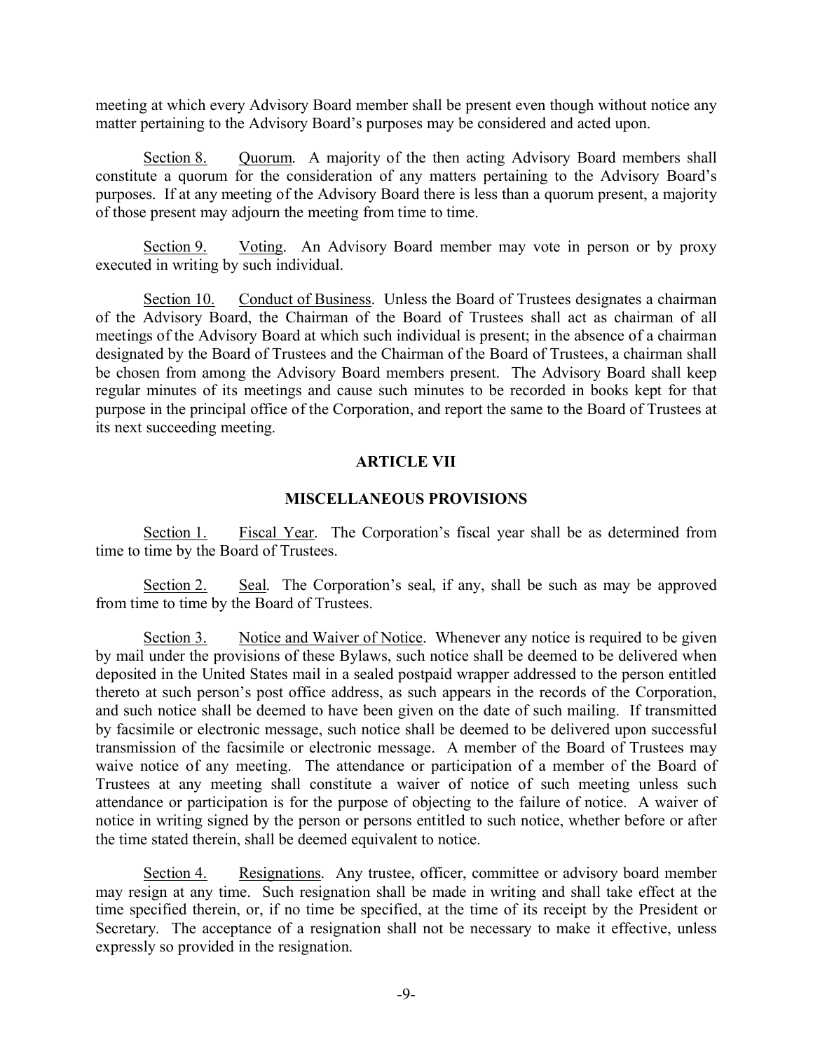meeting at which every Advisory Board member shall be present even though without notice any matter pertaining to the Advisory Board's purposes may be considered and acted upon.

Section 8. Quorum. A majority of the then acting Advisory Board members shall constitute a quorum for the consideration of any matters pertaining to the Advisory Board's purposes. If at any meeting of the Advisory Board there is less than a quorum present, a majority of those present may adjourn the meeting from time to time.

Section 9. Voting. An Advisory Board member may vote in person or by proxy executed in writing by such individual.

Section 10. Conduct of Business. Unless the Board of Trustees designates a chairman of the Advisory Board, the Chairman of the Board of Trustees shall act as chairman of all meetings of the Advisory Board at which such individual is present; in the absence of a chairman designated by the Board of Trustees and the Chairman of the Board of Trustees, a chairman shall be chosen from among the Advisory Board members present. The Advisory Board shall keep regular minutes of its meetings and cause such minutes to be recorded in books kept for that purpose in the principal office of the Corporation, and report the same to the Board of Trustees at its next succeeding meeting.

## ARTICLE VII

## MISCELLANEOUS PROVISIONS

Section 1. Fiscal Year. The Corporation's fiscal year shall be as determined from time to time by the Board of Trustees.

Section 2. Seal. The Corporation's seal, if any, shall be such as may be approved from time to time by the Board of Trustees.

Section 3. Notice and Waiver of Notice. Whenever any notice is required to be given by mail under the provisions of these Bylaws, such notice shall be deemed to be delivered when deposited in the United States mail in a sealed postpaid wrapper addressed to the person entitled thereto at such person's post office address, as such appears in the records of the Corporation, and such notice shall be deemed to have been given on the date of such mailing. If transmitted by facsimile or electronic message, such notice shall be deemed to be delivered upon successful transmission of the facsimile or electronic message. A member of the Board of Trustees may waive notice of any meeting. The attendance or participation of a member of the Board of Trustees at any meeting shall constitute a waiver of notice of such meeting unless such attendance or participation is for the purpose of objecting to the failure of notice. A waiver of notice in writing signed by the person or persons entitled to such notice, whether before or after the time stated therein, shall be deemed equivalent to notice.

Section 4. Resignations. Any trustee, officer, committee or advisory board member may resign at any time. Such resignation shall be made in writing and shall take effect at the time specified therein, or, if no time be specified, at the time of its receipt by the President or Secretary. The acceptance of a resignation shall not be necessary to make it effective, unless expressly so provided in the resignation.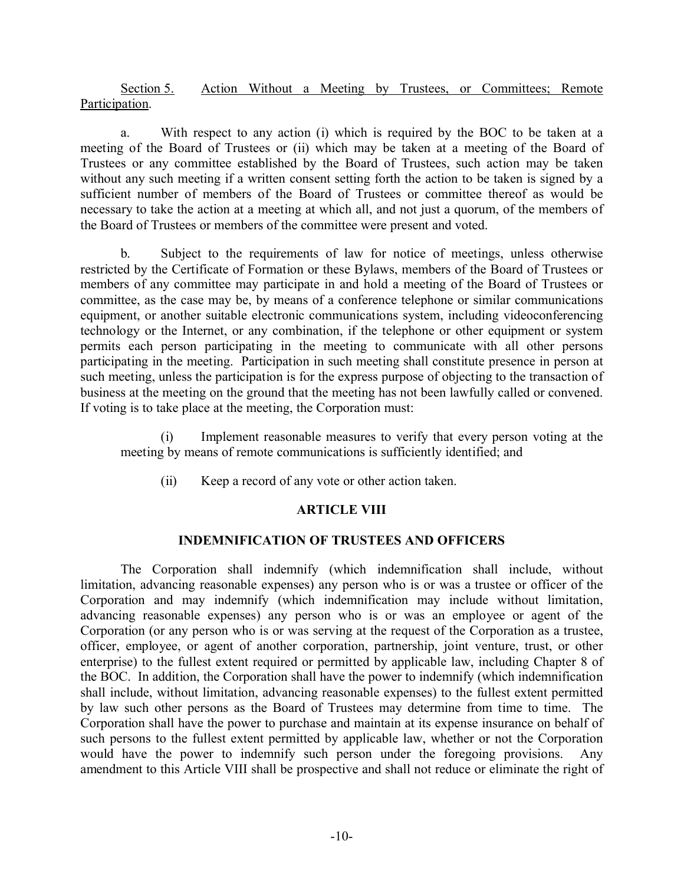Section 5. Action Without a Meeting by Trustees, or Committees; Remote Participation.

a. With respect to any action (i) which is required by the BOC to be taken at a meeting of the Board of Trustees or (ii) which may be taken at a meeting of the Board of Trustees or any committee established by the Board of Trustees, such action may be taken without any such meeting if a written consent setting forth the action to be taken is signed by a sufficient number of members of the Board of Trustees or committee thereof as would be necessary to take the action at a meeting at which all, and not just a quorum, of the members of the Board of Trustees or members of the committee were present and voted.

b. Subject to the requirements of law for notice of meetings, unless otherwise restricted by the Certificate of Formation or these Bylaws, members of the Board of Trustees or members of any committee may participate in and hold a meeting of the Board of Trustees or committee, as the case may be, by means of a conference telephone or similar communications equipment, or another suitable electronic communications system, including videoconferencing technology or the Internet, or any combination, if the telephone or other equipment or system permits each person participating in the meeting to communicate with all other persons participating in the meeting. Participation in such meeting shall constitute presence in person at such meeting, unless the participation is for the express purpose of objecting to the transaction of business at the meeting on the ground that the meeting has not been lawfully called or convened. If voting is to take place at the meeting, the Corporation must:

(i) Implement reasonable measures to verify that every person voting at the meeting by means of remote communications is sufficiently identified; and

(ii) Keep a record of any vote or other action taken.

## ARTICLE VIII

## INDEMNIFICATION OF TRUSTEES AND OFFICERS

The Corporation shall indemnify (which indemnification shall include, without limitation, advancing reasonable expenses) any person who is or was a trustee or officer of the Corporation and may indemnify (which indemnification may include without limitation, advancing reasonable expenses) any person who is or was an employee or agent of the Corporation (or any person who is or was serving at the request of the Corporation as a trustee, officer, employee, or agent of another corporation, partnership, joint venture, trust, or other enterprise) to the fullest extent required or permitted by applicable law, including Chapter 8 of the BOC. In addition, the Corporation shall have the power to indemnify (which indemnification shall include, without limitation, advancing reasonable expenses) to the fullest extent permitted by law such other persons as the Board of Trustees may determine from time to time. The Corporation shall have the power to purchase and maintain at its expense insurance on behalf of such persons to the fullest extent permitted by applicable law, whether or not the Corporation would have the power to indemnify such person under the foregoing provisions. Any amendment to this Article VIII shall be prospective and shall not reduce or eliminate the right of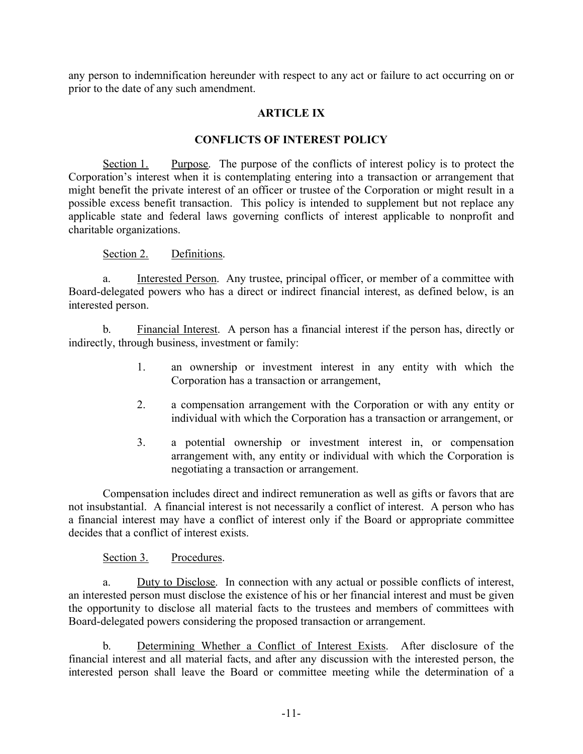any person to indemnification hereunder with respect to any act or failure to act occurring on or prior to the date of any such amendment.

## ARTICLE IX

## CONFLICTS OF INTEREST POLICY

Section 1. Purpose. The purpose of the conflicts of interest policy is to protect the Corporation's interest when it is contemplating entering into a transaction or arrangement that might benefit the private interest of an officer or trustee of the Corporation or might result in a possible excess benefit transaction. This policy is intended to supplement but not replace any applicable state and federal laws governing conflicts of interest applicable to nonprofit and charitable organizations.

Section 2. Definitions.

a. Interested Person. Any trustee, principal officer, or member of a committee with Board-delegated powers who has a direct or indirect financial interest, as defined below, is an interested person.

b. Financial Interest. A person has a financial interest if the person has, directly or indirectly, through business, investment or family:

1. an ownership or investment interest in any entity with which the Corporation has a transaction or arrangement,
2. a compensation arrangement with the Corporation or with any entity or individual with which the Corporation has a transaction or arrangement, or
3. a potential ownership or investment interest in, or compensation arrangement with, any entity or individual with which the Corporation is negotiating a transaction or arrangement.

Compensation includes direct and indirect remuneration as well as gifts or favors that are not insubstantial. A financial interest is not necessarily a conflict of interest. A person who has a financial interest may have a conflict of interest only if the Board or appropriate committee decides that a conflict of interest exists.

Section 3. Procedures.

a. Duty to Disclose. In connection with any actual or possible conflicts of interest, an interested person must disclose the existence of his or her financial interest and must be given the opportunity to disclose all material facts to the trustees and members of committees with Board-delegated powers considering the proposed transaction or arrangement.

b. Determining Whether a Conflict of Interest Exists. After disclosure of the financial interest and all material facts, and after any discussion with the interested person, the interested person shall leave the Board or committee meeting while the determination of a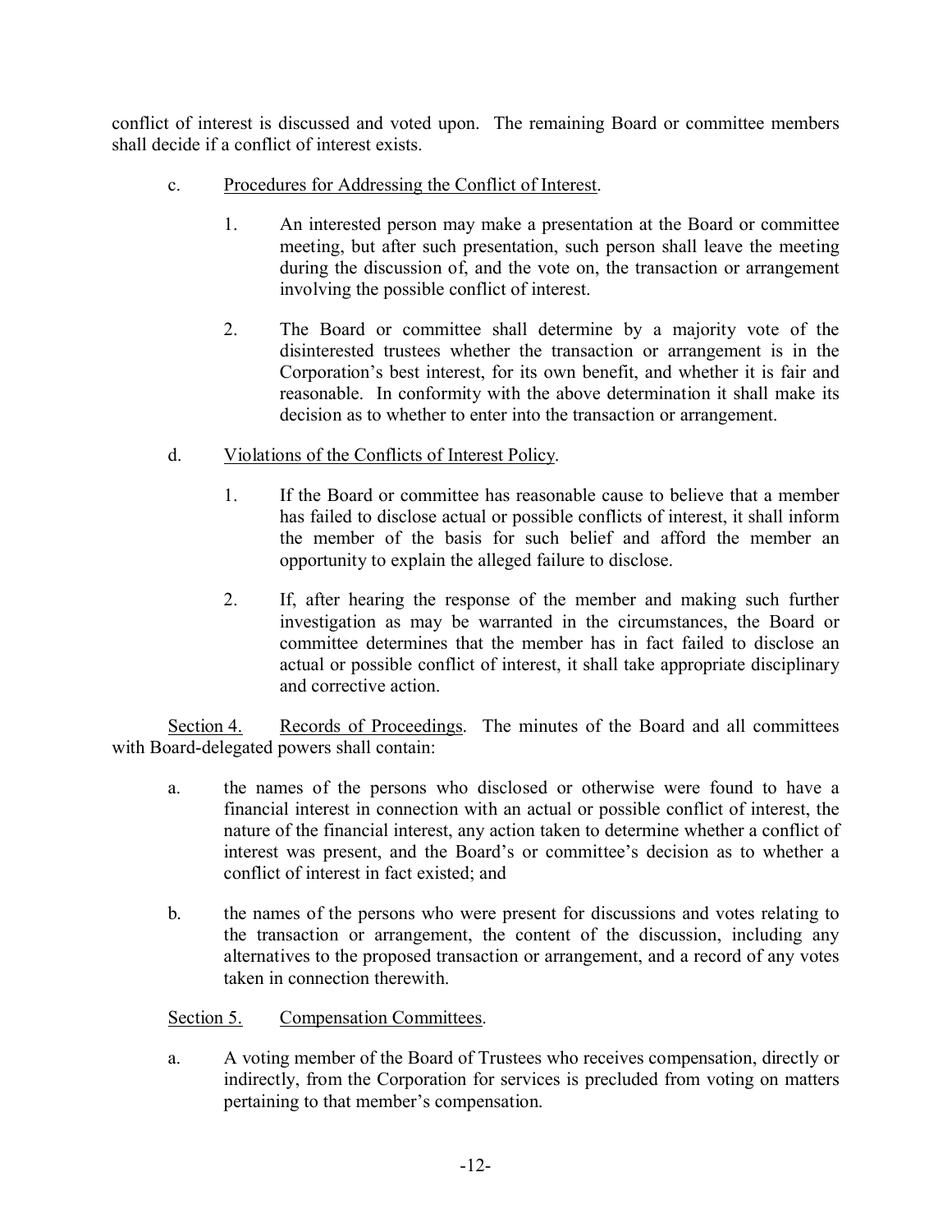conflict of interest is discussed and voted upon. The remaining Board or committee members shall decide if a conflict of interest exists.

c. Procedures for Addressing the Conflict of Interest.

1. An interested person may make a presentation at the Board or committee meeting, but after such presentation, such person shall leave the meeting during the discussion of, and the vote on, the transaction or arrangement involving the possible conflict of interest.

2. The Board or committee shall determine by a majority vote of the disinterested trustees whether the transaction or arrangement is in the Corporation's best interest, for its own benefit, and whether it is fair and reasonable. In conformity with the above determination it shall make its decision as to whether to enter into the transaction or arrangement.

d. Violations of the Conflicts of Interest Policy.

1. If the Board or committee has reasonable cause to believe that a member has failed to disclose actual or possible conflicts of interest, it shall inform the member of the basis for such belief and afford the member an opportunity to explain the alleged failure to disclose.

2. If, after hearing the response of the member and making such further investigation as may be warranted in the circumstances, the Board or committee determines that the member has in fact failed to disclose an actual or possible conflict of interest, it shall take appropriate disciplinary and corrective action.

Section 4. Records of Proceedings. The minutes of the Board and all committees with Board-delegated powers shall contain:

a. the names of the persons who disclosed or otherwise were found to have a financial interest in connection with an actual or possible conflict of interest, the nature of the financial interest, any action taken to determine whether a conflict of interest was present, and the Board's or committee's decision as to whether a conflict of interest in fact existed; and

b. the names of the persons who were present for discussions and votes relating to the transaction or arrangement, the content of the discussion, including any alternatives to the proposed transaction or arrangement, and a record of any votes taken in connection therewith.

Section 5. Compensation Committees.

a. A voting member of the Board of Trustees who receives compensation, directly or indirectly, from the Corporation for services is precluded from voting on matters pertaining to that member's compensation.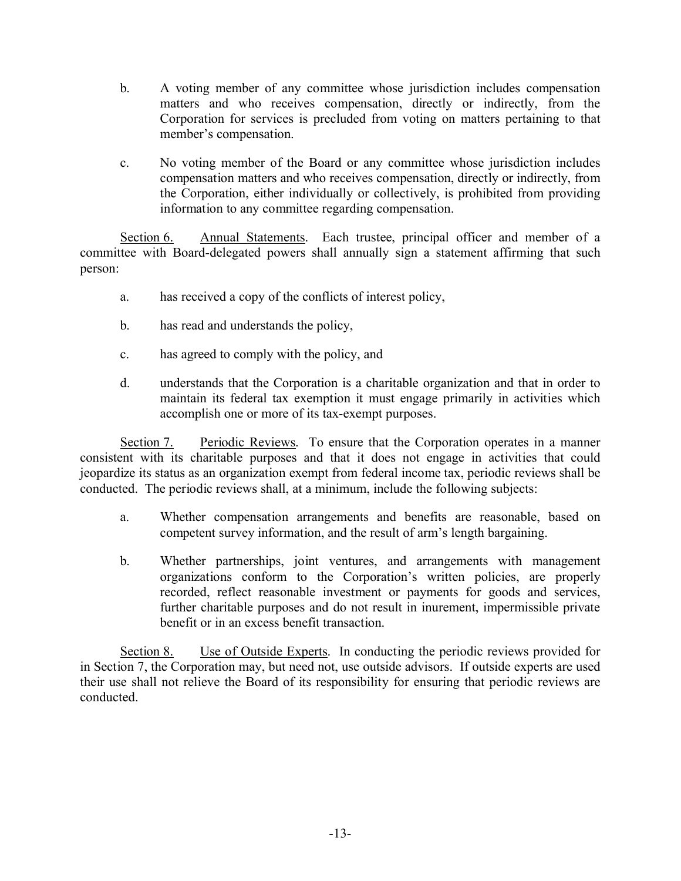b. A voting member of any committee whose jurisdiction includes compensation matters and who receives compensation, directly or indirectly, from the Corporation for services is precluded from voting on matters pertaining to that member's compensation.

c. No voting member of the Board or any committee whose jurisdiction includes compensation matters and who receives compensation, directly or indirectly, from the Corporation, either individually or collectively, is prohibited from providing information to any committee regarding compensation.

<u>Section 6.</u> <u>Annual Statements</u>. Each trustee, principal officer and member of a committee with Board-delegated powers shall annually sign a statement affirming that such person:

a. has received a copy of the conflicts of interest policy,

b. has read and understands the policy,

c. has agreed to comply with the policy, and

d. understands that the Corporation is a charitable organization and that in order to maintain its federal tax exemption it must engage primarily in activities which accomplish one or more of its tax-exempt purposes.

<u>Section 7.</u> <u>Periodic Reviews</u>. To ensure that the Corporation operates in a manner consistent with its charitable purposes and that it does not engage in activities that could jeopardize its status as an organization exempt from federal income tax, periodic reviews shall be conducted. The periodic reviews shall, at a minimum, include the following subjects:

a. Whether compensation arrangements and benefits are reasonable, based on competent survey information, and the result of arm's length bargaining.

b. Whether partnerships, joint ventures, and arrangements with management organizations conform to the Corporation's written policies, are properly recorded, reflect reasonable investment or payments for goods and services, further charitable purposes and do not result in inurement, impermissible private benefit or in an excess benefit transaction.

<u>Section 8.</u> <u>Use of Outside Experts</u>. In conducting the periodic reviews provided for in Section 7, the Corporation may, but need not, use outside advisors. If outside experts are used their use shall not relieve the Board of its responsibility for ensuring that periodic reviews are conducted.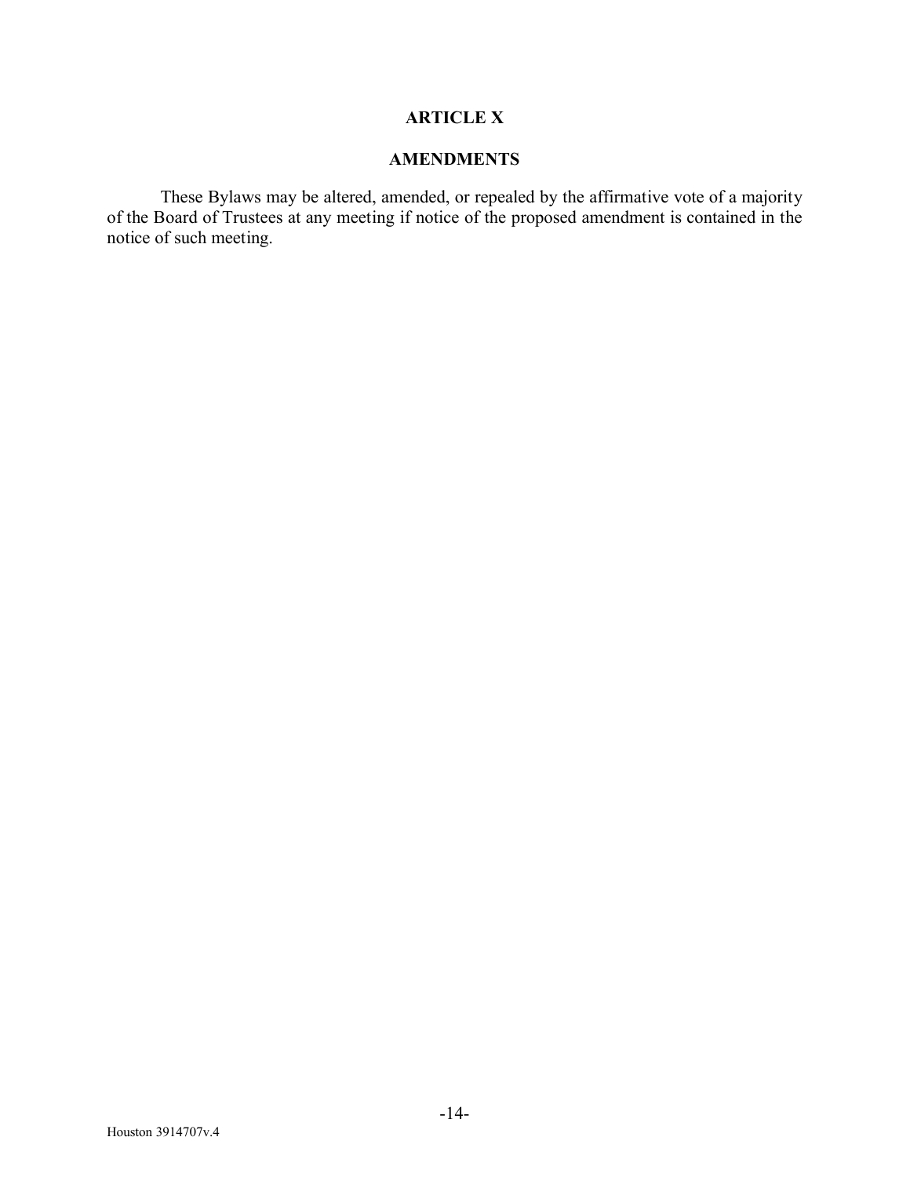## ARTICLE X

## AMENDMENTS

These Bylaws may be altered, amended, or repealed by the affirmative vote of a majority of the Board of Trustees at any meeting if notice of the proposed amendment is contained in the notice of such meeting.